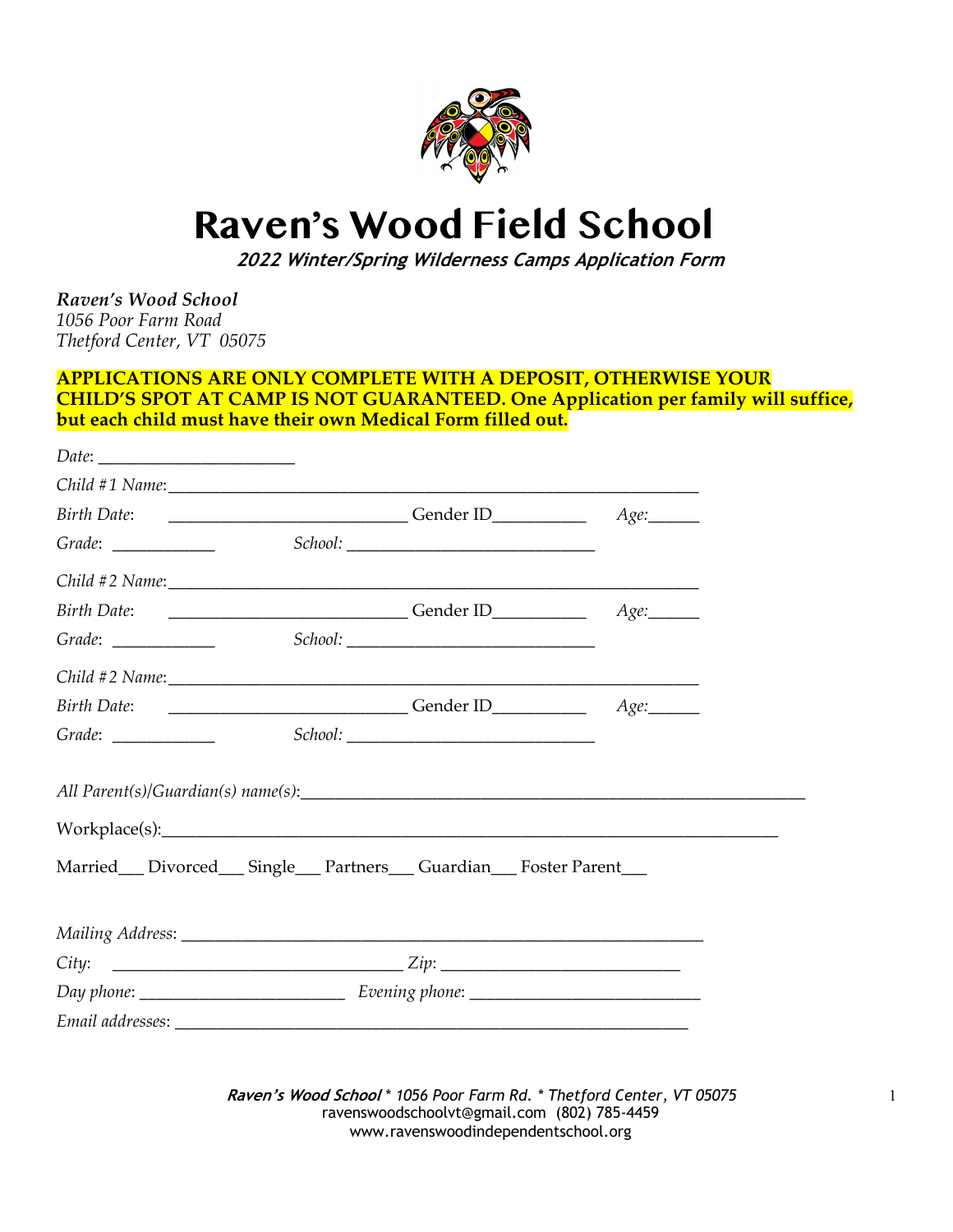# Raven's Wood Field School

***2022 Winter/Spring Wilderness Camps Application Form***

***Raven's Wood School***
*1056 Poor Farm Road*
*Thetford Center, VT 05075*

**APPLICATIONS ARE ONLY COMPLETE WITH A DEPOSIT, OTHERWISE YOUR CHILD'S SPOT AT CAMP IS NOT GUARANTEED. One Application per family will suffice, but each child must have their own Medical Form filled out.**

*Date*: ______________________

*Child #1 Name*: ____________________________________________________________

*Birth Date*: ___________________________ Gender ID__________ *Age:*______

*Grade*: ____________ *School:* ____________________________

*Child #2 Name*: ____________________________________________________________

*Birth Date*: ___________________________ Gender ID__________ *Age:*______

*Grade*: ____________ *School:* ____________________________

*Child #2 Name*: ____________________________________________________________

*Birth Date*: ___________________________ Gender ID__________ *Age:*______

*Grade*: ____________ *School:* ____________________________

*All Parent(s)/Guardian(s) name(s)*: _________________________________________________________

Workplace(s): _____________________________________________________________________

Married___ Divorced___ Single___ Partners___ Guardian___ Foster Parent___

*Mailing Address*: ___________________________________________________________

*City*: _________________________________ *Zip*: ___________________________

*Day phone*: _______________________ *Evening phone*: __________________________

*Email addresses*: ___________________________________________________________

***Raven's Wood School*** * 1056 Poor Farm Rd. * Thetford Center, VT 05075
ravenswoodschoolvt@gmail.com (802) 785-4459
www.ravenswoodindependentschool.org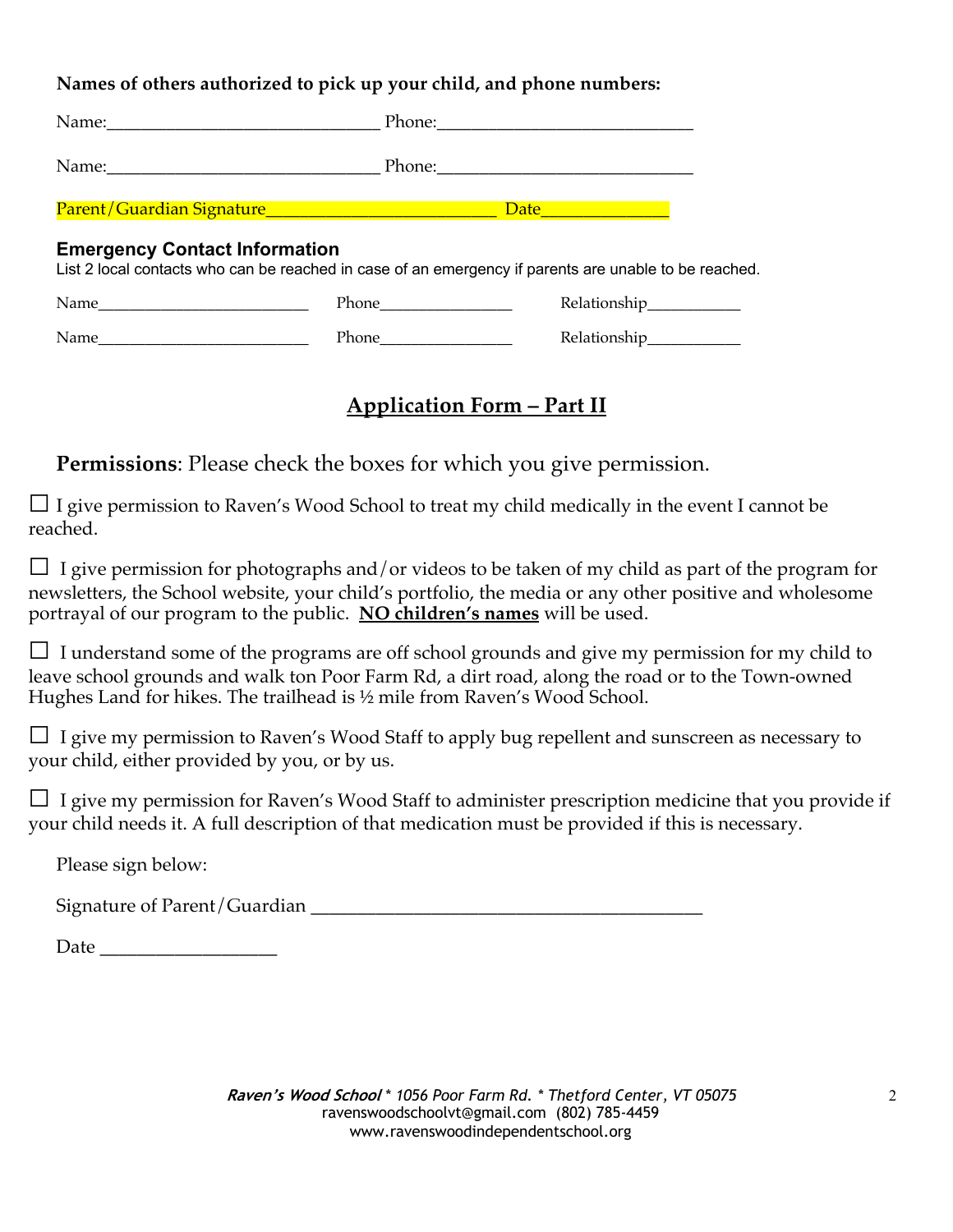**Names of others authorized to pick up your child, and phone numbers:**

Name:______________________________ Phone:____________________________

Name:______________________________ Phone:____________________________

Parent/Guardian Signature_________________________ Date______________

### Emergency Contact Information

List 2 local contacts who can be reached in case of an emergency if parents are unable to be reached.

Name________________________ Phone_______________ Relationship___________

Name________________________ Phone_______________ Relationship___________

## Application Form – Part II

**Permissions**: Please check the boxes for which you give permission.

☐ I give permission to Raven's Wood School to treat my child medically in the event I cannot be reached.

☐ I give permission for photographs and/or videos to be taken of my child as part of the program for newsletters, the School website, your child's portfolio, the media or any other positive and wholesome portrayal of our program to the public. **NO children's names** will be used.

☐ I understand some of the programs are off school grounds and give my permission for my child to leave school grounds and walk ton Poor Farm Rd, a dirt road, along the road or to the Town-owned Hughes Land for hikes. The trailhead is ½ mile from Raven's Wood School.

☐ I give my permission to Raven's Wood Staff to apply bug repellent and sunscreen as necessary to your child, either provided by you, or by us.

☐ I give my permission for Raven's Wood Staff to administer prescription medicine that you provide if your child needs it. A full description of that medication must be provided if this is necessary.

Please sign below:

Signature of Parent/Guardian ________________________________________

Date __________________

***Raven's Wood School*** *\* 1056 Poor Farm Rd. \* Thetford Center, VT 05075*
ravenswoodschoolvt@gmail.com (802) 785-4459
www.ravenswoodindependentschool.org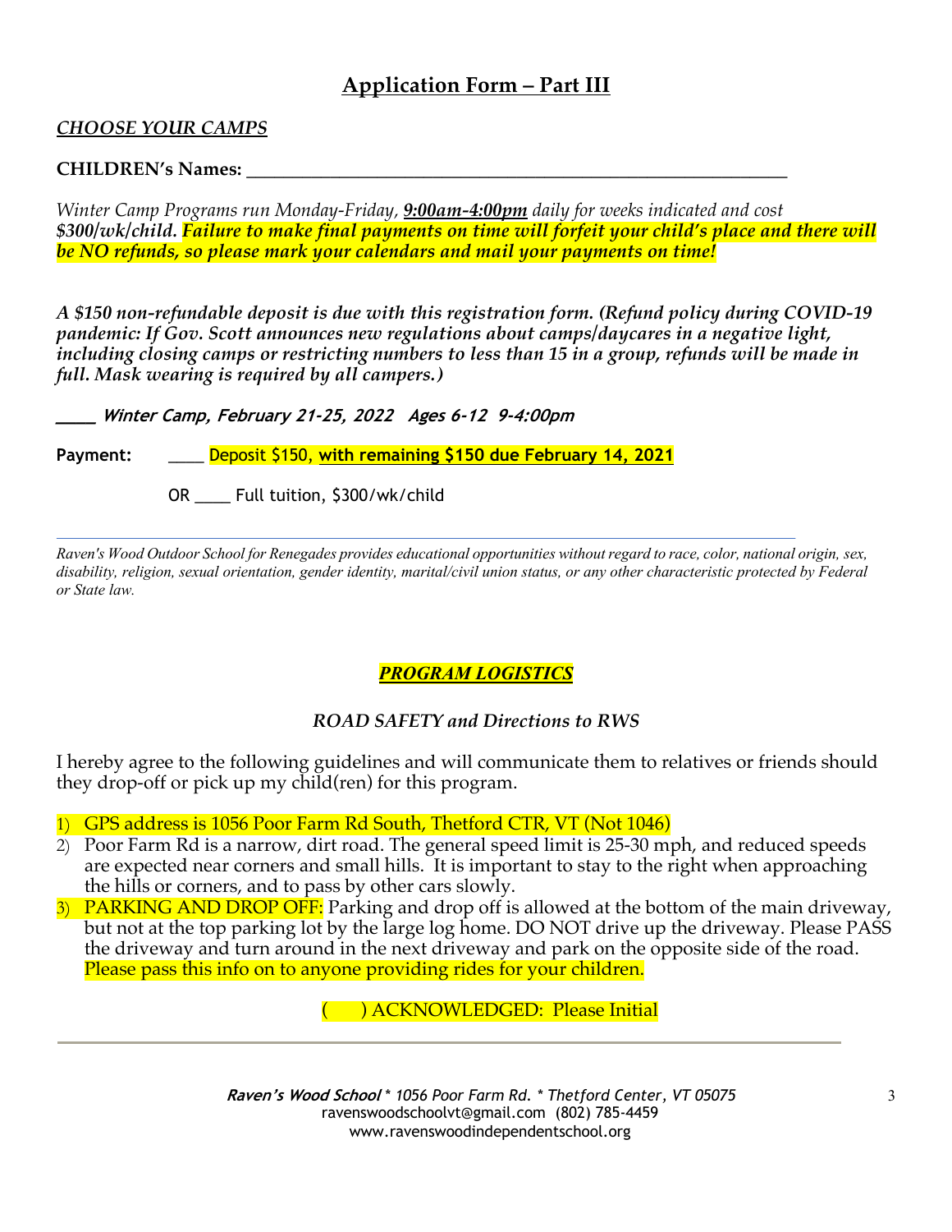## Application Form – Part III

***CHOOSE YOUR CAMPS***

**CHILDREN's Names: ___________________________________________________________**

*Winter Camp Programs run Monday-Friday, **9:00am-4:00pm** daily for weeks indicated and cost **$300/wk/child. Failure to make final payments on time will forfeit your child's place and there will be NO refunds, so please mark your calendars and mail your payments on time!***

***A $150 non-refundable deposit is due with this registration form. (Refund policy during COVID-19 pandemic: If Gov. Scott announces new regulations about camps/daycares in a negative light, including closing camps or restricting numbers to less than 15 in a group, refunds will be made in full. Mask wearing is required by all campers.)***

***____ Winter Camp, February 21-25, 2022 Ages 6-12 9-4:00pm***

**Payment:** ____ Deposit $150, **with remaining $150 due February 14, 2021**

OR ____ Full tuition, $300/wk/child

---

*Raven's Wood Outdoor School for Renegades provides educational opportunities without regard to race, color, national origin, sex, disability, religion, sexual orientation, gender identity, marital/civil union status, or any other characteristic protected by Federal or State law.*

### ***PROGRAM LOGISTICS***

*ROAD SAFETY and Directions to RWS*

I hereby agree to the following guidelines and will communicate them to relatives or friends should they drop-off or pick up my child(ren) for this program.

1) GPS address is 1056 Poor Farm Rd South, Thetford CTR, VT (Not 1046)
2) Poor Farm Rd is a narrow, dirt road. The general speed limit is 25-30 mph, and reduced speeds are expected near corners and small hills. It is important to stay to the right when approaching the hills or corners, and to pass by other cars slowly.
3) PARKING AND DROP OFF: Parking and drop off is allowed at the bottom of the main driveway, but not at the top parking lot by the large log home. DO NOT drive up the driveway. Please PASS the driveway and turn around in the next driveway and park on the opposite side of the road. Please pass this info on to anyone providing rides for your children.

(     ) ACKNOWLEDGED: Please Initial

---

***Raven's Wood School*** *\* 1056 Poor Farm Rd. \* Thetford Center, VT 05075*
ravenswoodschoolvt@gmail.com (802) 785-4459
www.ravenswoodindependentschool.org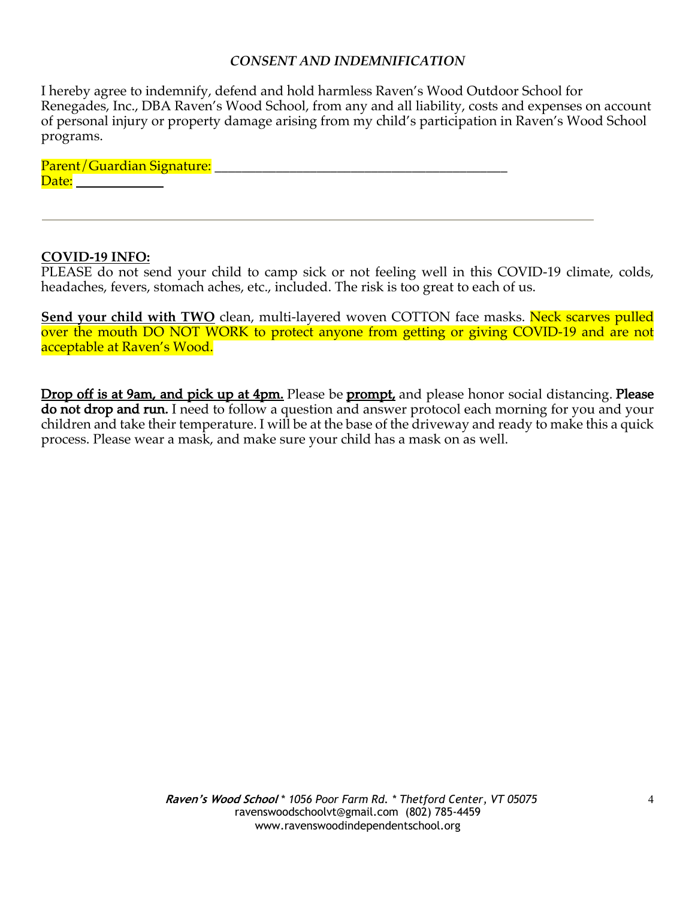### *CONSENT AND INDEMNIFICATION*

I hereby agree to indemnify, defend and hold harmless Raven's Wood Outdoor School for Renegades, Inc., DBA Raven's Wood School, from any and all liability, costs and expenses on account of personal injury or property damage arising from my child's participation in Raven's Wood School programs.

Parent/Guardian Signature: ___________________________________________
Date: ___________

---

**COVID-19 INFO:**

PLEASE do not send your child to camp sick or not feeling well in this COVID-19 climate, colds, headaches, fevers, stomach aches, etc., included. The risk is too great to each of us.

**Send your child with TWO** clean, multi-layered woven COTTON face masks. Neck scarves pulled over the mouth DO NOT WORK to protect anyone from getting or giving COVID-19 and are not acceptable at Raven's Wood.

**Drop off is at 9am, and pick up at 4pm.** Please be **prompt,** and please honor social distancing. **Please do not drop and run.** I need to follow a question and answer protocol each morning for you and your children and take their temperature. I will be at the base of the driveway and ready to make this a quick process. Please wear a mask, and make sure your child has a mask on as well.

***Raven's Wood School*** *\* 1056 Poor Farm Rd. \* Thetford Center, VT 05075*
ravenswoodschoolvt@gmail.com (802) 785-4459
www.ravenswoodindependentschool.org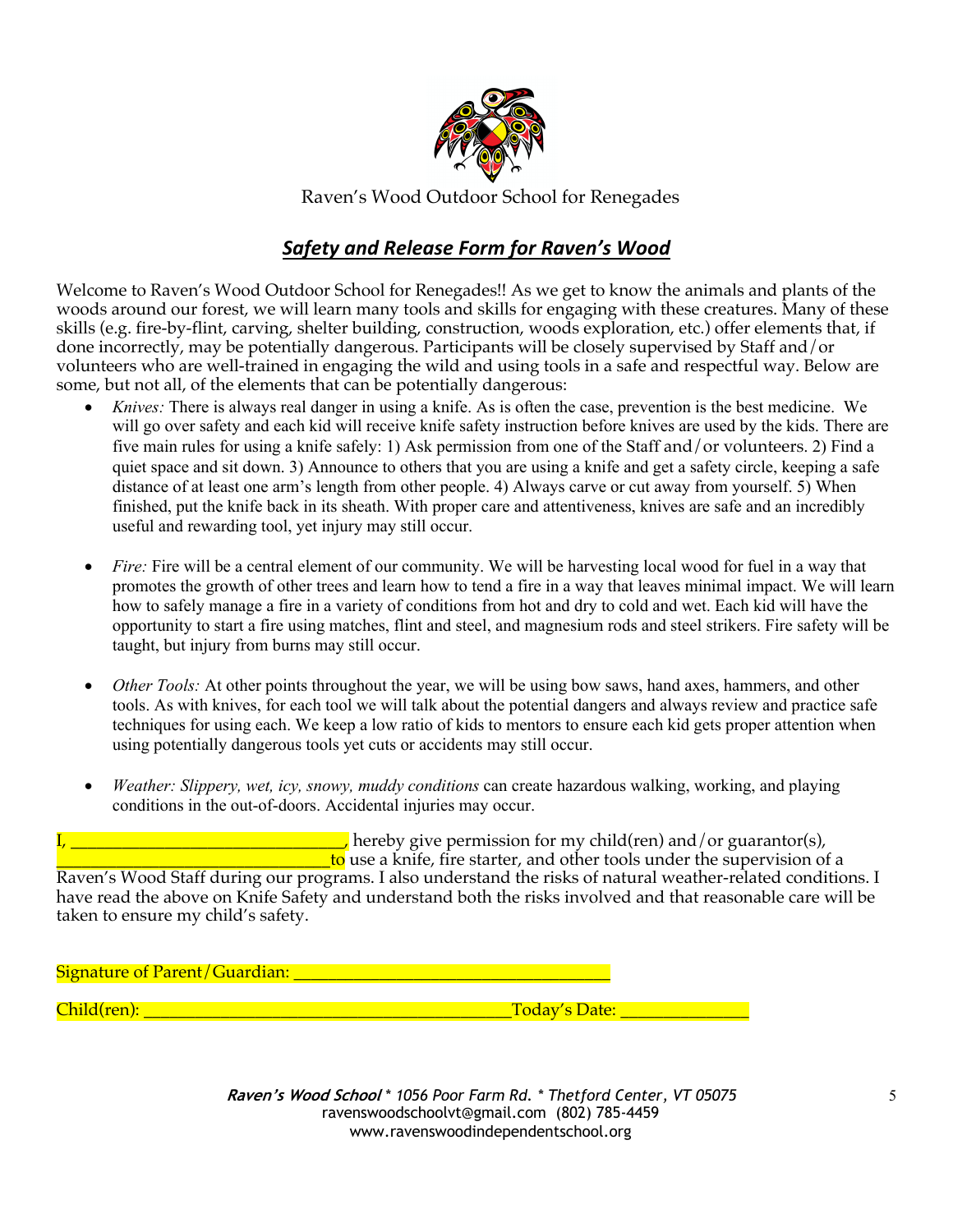Raven's Wood Outdoor School for Renegades

## ***Safety and Release Form for Raven's Wood***

Welcome to Raven's Wood Outdoor School for Renegades!! As we get to know the animals and plants of the woods around our forest, we will learn many tools and skills for engaging with these creatures. Many of these skills (e.g. fire-by-flint, carving, shelter building, construction, woods exploration, etc.) offer elements that, if done incorrectly, may be potentially dangerous. Participants will be closely supervised by Staff and/or volunteers who are well-trained in engaging the wild and using tools in a safe and respectful way. Below are some, but not all, of the elements that can be potentially dangerous:

- *Knives:* There is always real danger in using a knife. As is often the case, prevention is the best medicine. We will go over safety and each kid will receive knife safety instruction before knives are used by the kids. There are five main rules for using a knife safely: 1) Ask permission from one of the Staff and/or volunteers. 2) Find a quiet space and sit down. 3) Announce to others that you are using a knife and get a safety circle, keeping a safe distance of at least one arm's length from other people. 4) Always carve or cut away from yourself. 5) When finished, put the knife back in its sheath. With proper care and attentiveness, knives are safe and an incredibly useful and rewarding tool, yet injury may still occur.

- *Fire:* Fire will be a central element of our community. We will be harvesting local wood for fuel in a way that promotes the growth of other trees and learn how to tend a fire in a way that leaves minimal impact. We will learn how to safely manage a fire in a variety of conditions from hot and dry to cold and wet. Each kid will have the opportunity to start a fire using matches, flint and steel, and magnesium rods and steel strikers. Fire safety will be taught, but injury from burns may still occur.

- *Other Tools:* At other points throughout the year, we will be using bow saws, hand axes, hammers, and other tools. As with knives, for each tool we will talk about the potential dangers and always review and practice safe techniques for using each. We keep a low ratio of kids to mentors to ensure each kid gets proper attention when using potentially dangerous tools yet cuts or accidents may still occur.

- *Weather: Slippery, wet, icy, snowy, muddy conditions* can create hazardous walking, working, and playing conditions in the out-of-doors. Accidental injuries may occur.

I, ______________________________, hereby give permission for my child(ren) and/or guarantor(s), ______________________________ to use a knife, fire starter, and other tools under the supervision of a Raven's Wood Staff during our programs. I also understand the risks of natural weather-related conditions. I have read the above on Knife Safety and understand both the risks involved and that reasonable care will be taken to ensure my child's safety.

Signature of Parent/Guardian: ___________________________________

Child(ren): ________________________________________ Today's Date: ______________

***Raven's Wood School*** *\* 1056 Poor Farm Rd. \* Thetford Center, VT 05075*
ravenswoodschoolvt@gmail.com (802) 785-4459
www.ravenswoodindependentschool.org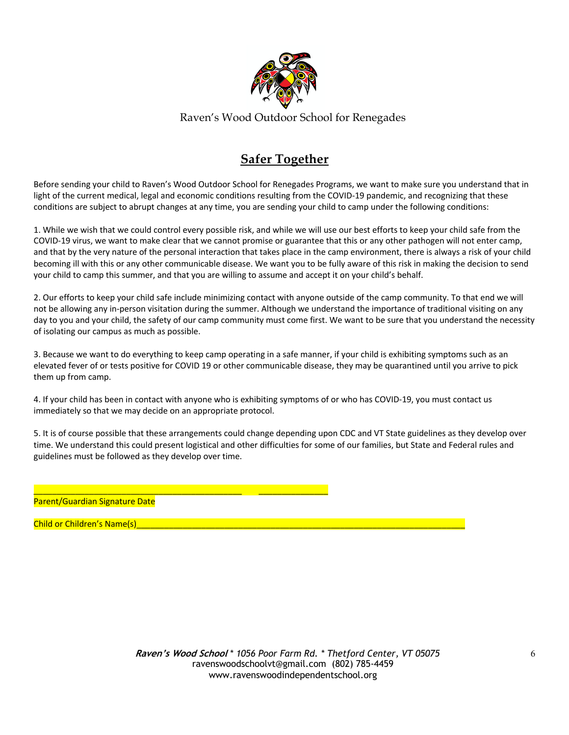Raven's Wood Outdoor School for Renegades

## Safer Together

Before sending your child to Raven's Wood Outdoor School for Renegades Programs, we want to make sure you understand that in light of the current medical, legal and economic conditions resulting from the COVID-19 pandemic, and recognizing that these conditions are subject to abrupt changes at any time, you are sending your child to camp under the following conditions:

1. While we wish that we could control every possible risk, and while we will use our best efforts to keep your child safe from the COVID-19 virus, we want to make clear that we cannot promise or guarantee that this or any other pathogen will not enter camp, and that by the very nature of the personal interaction that takes place in the camp environment, there is always a risk of your child becoming ill with this or any other communicable disease. We want you to be fully aware of this risk in making the decision to send your child to camp this summer, and that you are willing to assume and accept it on your child's behalf.

2. Our efforts to keep your child safe include minimizing contact with anyone outside of the camp community. To that end we will not be allowing any in-person visitation during the summer. Although we understand the importance of traditional visiting on any day to you and your child, the safety of our camp community must come first. We want to be sure that you understand the necessity of isolating our campus as much as possible.

3. Because we want to do everything to keep camp operating in a safe manner, if your child is exhibiting symptoms such as an elevated fever of or tests positive for COVID 19 or other communicable disease, they may be quarantined until you arrive to pick them up from camp.

4. If your child has been in contact with anyone who is exhibiting symptoms of or who has COVID-19, you must contact us immediately so that we may decide on an appropriate protocol.

5. It is of course possible that these arrangements could change depending upon CDC and VT State guidelines as they develop over time. We understand this could present logistical and other difficulties for some of our families, but State and Federal rules and guidelines must be followed as they develop over time.

____________________________________________ _______________
Parent/Guardian Signature Date

Child or Children's Name(s)_______________________________________________________________________

***Raven's Wood School*** *\* 1056 Poor Farm Rd. \* Thetford Center, VT 05075*
ravenswoodschoolvt@gmail.com (802) 785-4459
www.ravenswoodindependentschool.org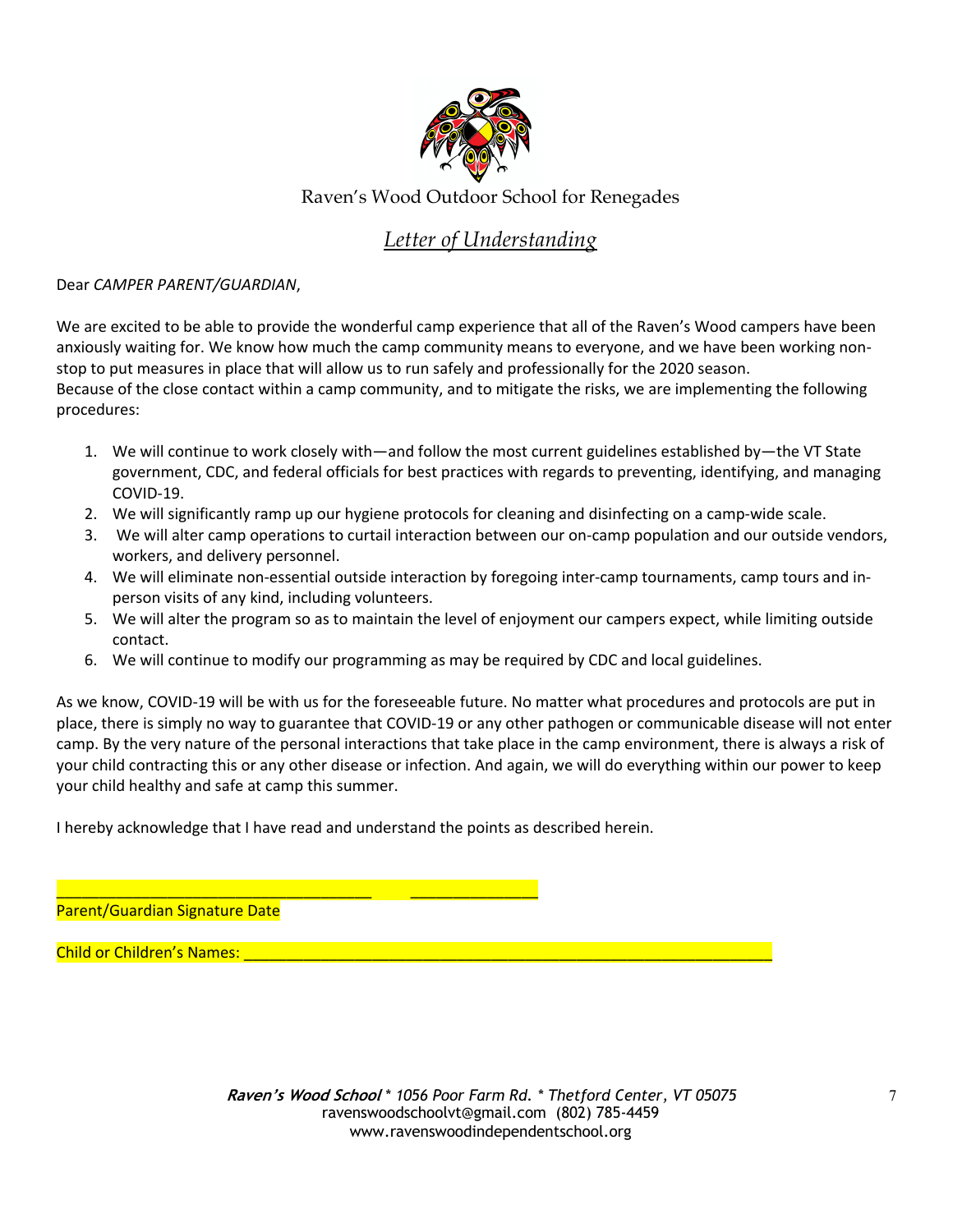Raven's Wood Outdoor School for Renegades

## *Letter of Understanding*

Dear *CAMPER PARENT/GUARDIAN*,

We are excited to be able to provide the wonderful camp experience that all of the Raven's Wood campers have been anxiously waiting for. We know how much the camp community means to everyone, and we have been working non-stop to put measures in place that will allow us to run safely and professionally for the 2020 season.
Because of the close contact within a camp community, and to mitigate the risks, we are implementing the following procedures:

1. We will continue to work closely with—and follow the most current guidelines established by—the VT State government, CDC, and federal officials for best practices with regards to preventing, identifying, and managing COVID-19.
2. We will significantly ramp up our hygiene protocols for cleaning and disinfecting on a camp-wide scale.
3. We will alter camp operations to curtail interaction between our on-camp population and our outside vendors, workers, and delivery personnel.
4. We will eliminate non-essential outside interaction by foregoing inter-camp tournaments, camp tours and in-person visits of any kind, including volunteers.
5. We will alter the program so as to maintain the level of enjoyment our campers expect, while limiting outside contact.
6. We will continue to modify our programming as may be required by CDC and local guidelines.

As we know, COVID-19 will be with us for the foreseeable future. No matter what procedures and protocols are put in place, there is simply no way to guarantee that COVID-19 or any other pathogen or communicable disease will not enter camp. By the very nature of the personal interactions that take place in the camp environment, there is always a risk of your child contracting this or any other disease or infection. And again, we will do everything within our power to keep your child healthy and safe at camp this summer.

I hereby acknowledge that I have read and understand the points as described herein.

_____________________________________ _______________
Parent/Guardian Signature Date

Child or Children's Names: ______________________________________________________________

***Raven's Wood School*** *\* 1056 Poor Farm Rd. \* Thetford Center, VT 05075*
ravenswoodschoolvt@gmail.com (802) 785-4459
www.ravenswoodindependentschool.org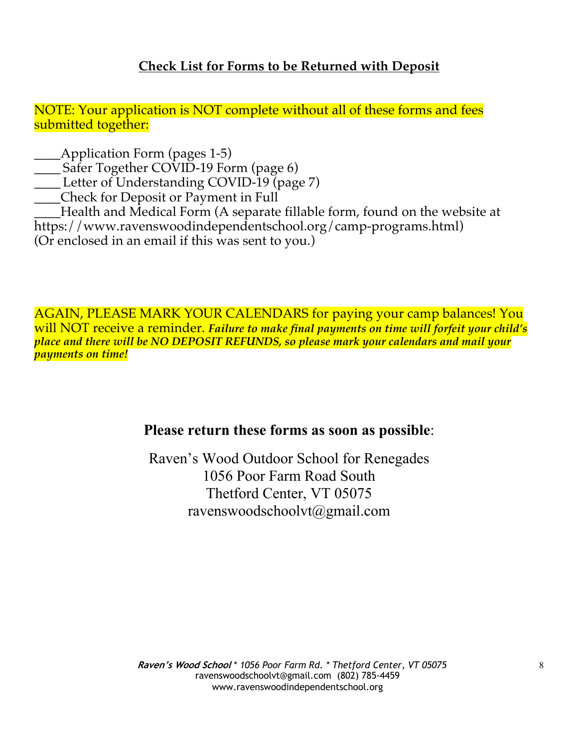## **Check List for Forms to be Returned with Deposit**

NOTE: Your application is NOT complete without all of these forms and fees submitted together:

____Application Form (pages 1-5)
____ Safer Together COVID-19 Form (page 6)
____ Letter of Understanding COVID-19 (page 7)
____Check for Deposit or Payment in Full
____Health and Medical Form (A separate fillable form, found on the website at https://www.ravenswoodindependentschool.org/camp-programs.html) (Or enclosed in an email if this was sent to you.)

AGAIN, PLEASE MARK YOUR CALENDARS for paying your camp balances! You will NOT receive a reminder. ***Failure to make final payments on time will forfeit your child's place and there will be NO DEPOSIT REFUNDS, so please mark your calendars and mail your payments on time!***

**Please return these forms as soon as possible**:

Raven's Wood Outdoor School for Renegades
1056 Poor Farm Road South
Thetford Center, VT 05075
ravenswoodschoolvt@gmail.com